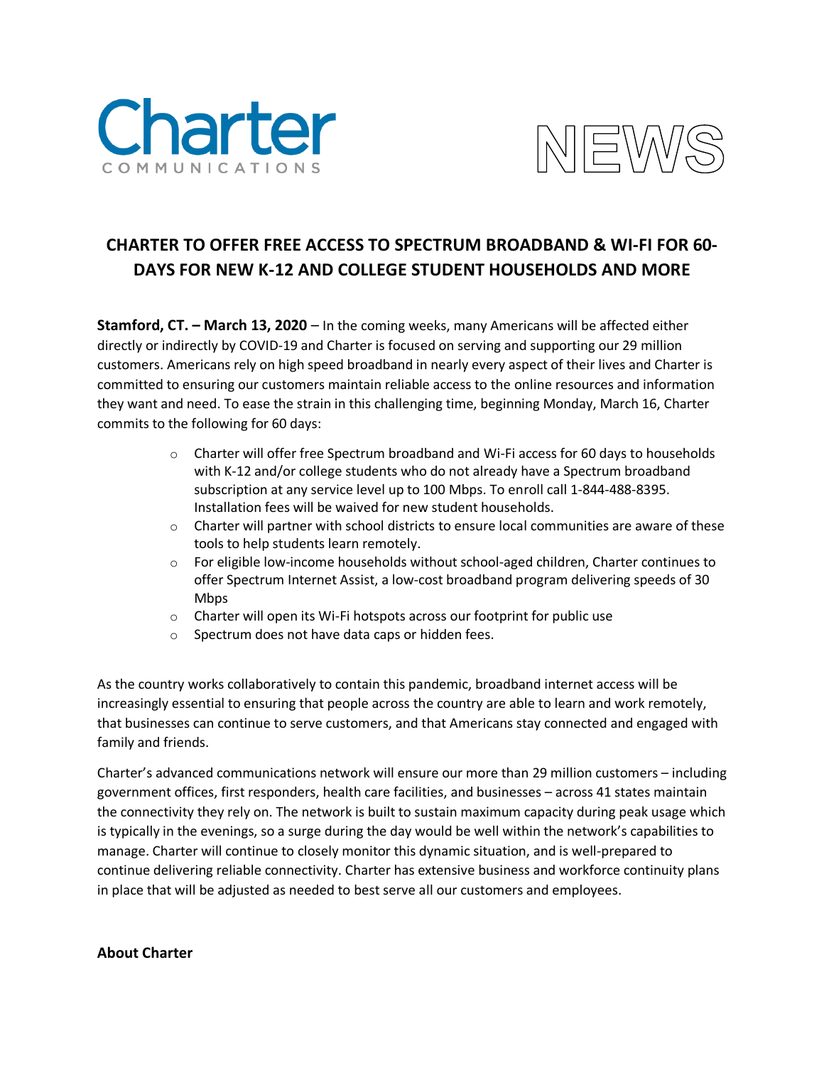Charter COMMUNICATIONS

NEWS

# CHARTER TO OFFER FREE ACCESS TO SPECTRUM BROADBAND & WI-FI FOR 60-DAYS FOR NEW K-12 AND COLLEGE STUDENT HOUSEHOLDS AND MORE

**Stamford, CT. – March 13, 2020** – In the coming weeks, many Americans will be affected either directly or indirectly by COVID-19 and Charter is focused on serving and supporting our 29 million customers. Americans rely on high speed broadband in nearly every aspect of their lives and Charter is committed to ensuring our customers maintain reliable access to the online resources and information they want and need. To ease the strain in this challenging time, beginning Monday, March 16, Charter commits to the following for 60 days:

- Charter will offer free Spectrum broadband and Wi-Fi access for 60 days to households with K-12 and/or college students who do not already have a Spectrum broadband subscription at any service level up to 100 Mbps. To enroll call 1-844-488-8395. Installation fees will be waived for new student households.
- Charter will partner with school districts to ensure local communities are aware of these tools to help students learn remotely.
- For eligible low-income households without school-aged children, Charter continues to offer Spectrum Internet Assist, a low-cost broadband program delivering speeds of 30 Mbps
- Charter will open its Wi-Fi hotspots across our footprint for public use
- Spectrum does not have data caps or hidden fees.

As the country works collaboratively to contain this pandemic, broadband internet access will be increasingly essential to ensuring that people across the country are able to learn and work remotely, that businesses can continue to serve customers, and that Americans stay connected and engaged with family and friends.

Charter's advanced communications network will ensure our more than 29 million customers – including government offices, first responders, health care facilities, and businesses – across 41 states maintain the connectivity they rely on. The network is built to sustain maximum capacity during peak usage which is typically in the evenings, so a surge during the day would be well within the network's capabilities to manage. Charter will continue to closely monitor this dynamic situation, and is well-prepared to continue delivering reliable connectivity. Charter has extensive business and workforce continuity plans in place that will be adjusted as needed to best serve all our customers and employees.

**About Charter**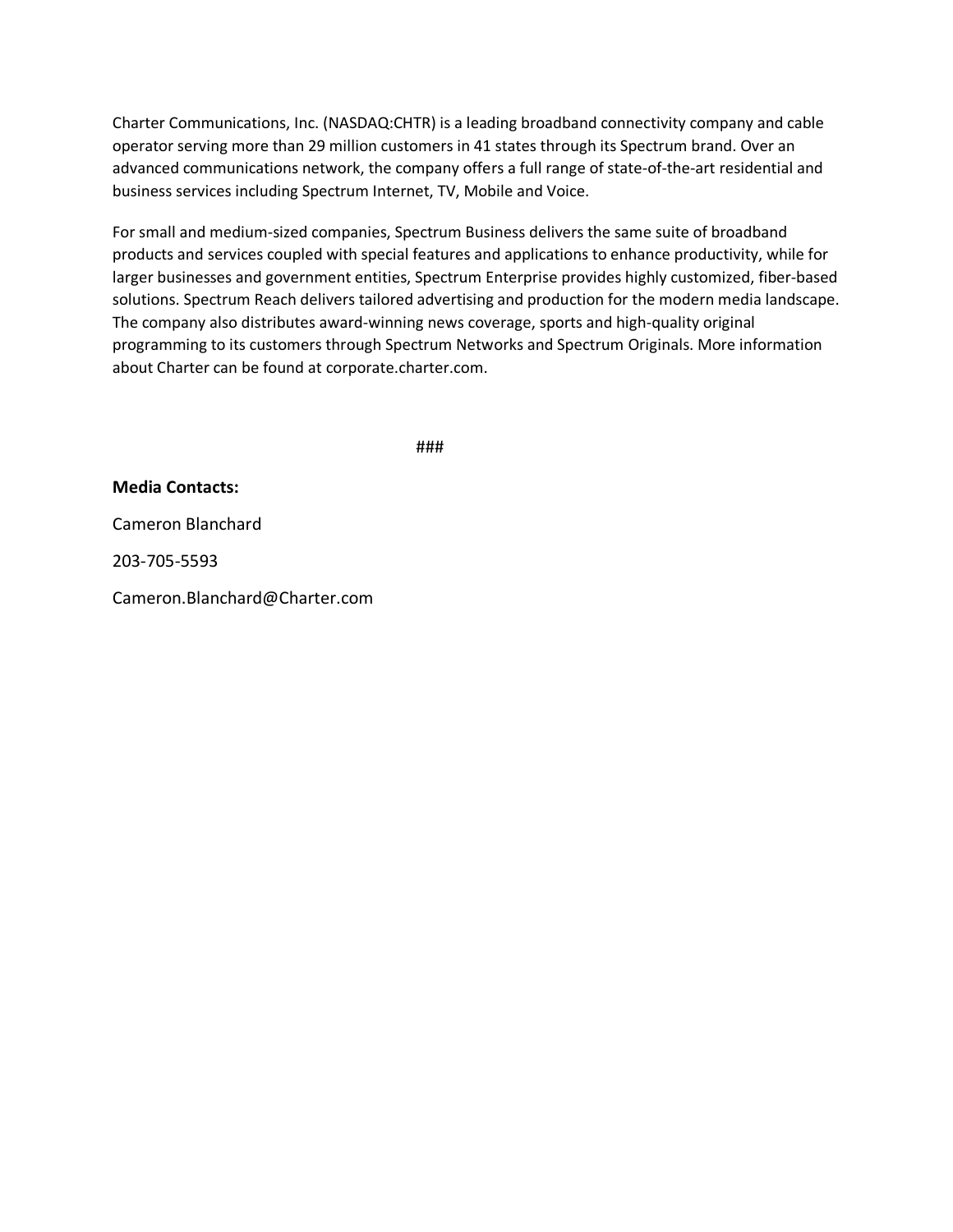Charter Communications, Inc. (NASDAQ:CHTR) is a leading broadband connectivity company and cable operator serving more than 29 million customers in 41 states through its Spectrum brand. Over an advanced communications network, the company offers a full range of state-of-the-art residential and business services including Spectrum Internet, TV, Mobile and Voice.

For small and medium-sized companies, Spectrum Business delivers the same suite of broadband products and services coupled with special features and applications to enhance productivity, while for larger businesses and government entities, Spectrum Enterprise provides highly customized, fiber-based solutions. Spectrum Reach delivers tailored advertising and production for the modern media landscape. The company also distributes award-winning news coverage, sports and high-quality original programming to its customers through Spectrum Networks and Spectrum Originals. More information about Charter can be found at corporate.charter.com.

###

**Media Contacts:**

Cameron Blanchard

203-705-5593

Cameron.Blanchard@Charter.com